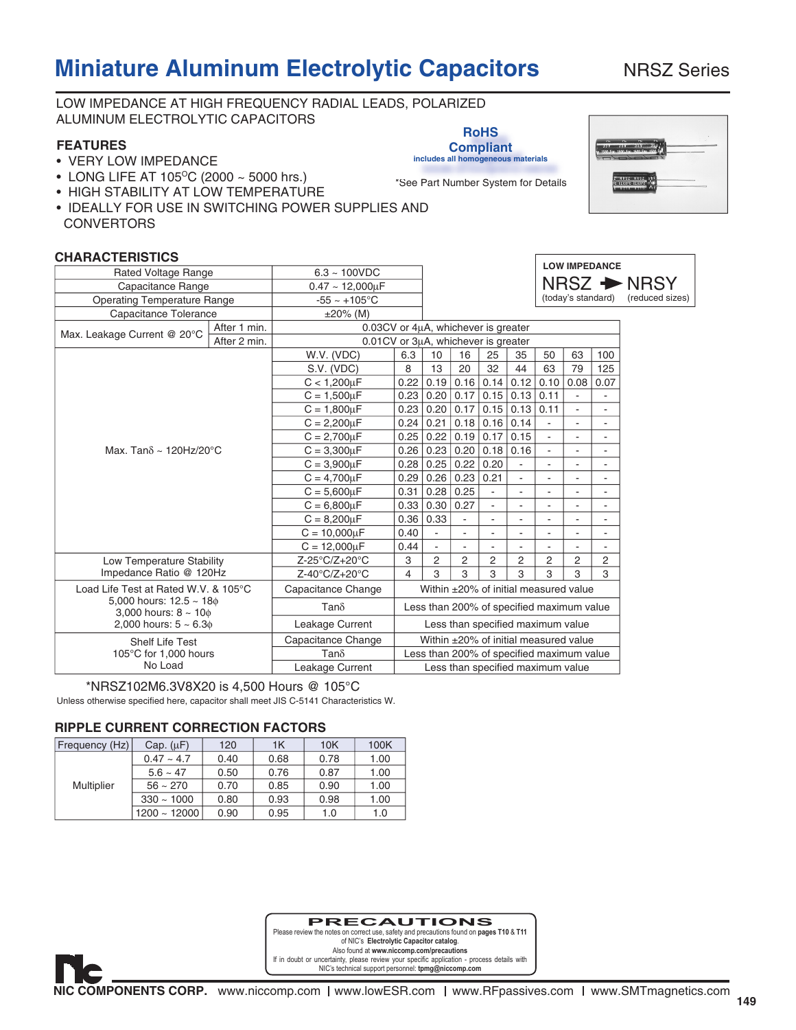# Miniature Aluminum Electrolytic Capacitors

NRSZ Series

LOW IMPEDANCE AT HIGH FREQUENCY RADIAL LEADS, POLARIZED ALUMINUM ELECTROLYTIC CAPACITORS

### FEATURES

- VERY LOW IMPEDANCE
- LONG LIFE AT 105°C (2000 ~ 5000 hrs.)
- HIGH STABILITY AT LOW TEMPERATURE
- IDEALLY FOR USE IN SWITCHING POWER SUPPLIES AND CONVERTORS

**RoHS Compliant**
includes all homogeneous materials

*See Part Number System for Details

LOW IMPEDANCE
NRSZ → NRSY
(today's standard) (reduced sizes)

### CHARACTERISTICS

| | | | | | | | | | | |
|---|---|---|---|---|---|---|---|---|---|---|
| Rated Voltage Range | 6.3 ~ 100VDC | | | | | | | | | |
| Capacitance Range | 0.47 ~ 12,000µF | | | | | | | | | |
| Operating Temperature Range | -55 ~ +105°C | | | | | | | | | |
| Capacitance Tolerance | ±20% (M) | | | | | | | | | |
| Max. Leakage Current @ 20°C After 1 min. | 0.03CV or 4µA, whichever is greater | | | | | | | | | |
| Max. Leakage Current @ 20°C After 2 min. | 0.01CV or 3µA, whichever is greater | | | | | | | | | |
| Max. Tanδ ~ 120Hz/20°C | W.V. (VDC) | 6.3 | 10 | 16 | 25 | 35 | 50 | 63 | 100 |
| | S.V. (VDC) | 8 | 13 | 20 | 32 | 44 | 63 | 79 | 125 |
| | C < 1,200µF | 0.22 | 0.19 | 0.16 | 0.14 | 0.12 | 0.10 | 0.08 | 0.07 |
| | C = 1,500µF | 0.23 | 0.20 | 0.17 | 0.15 | 0.13 | 0.11 | - | - |
| | C = 1,800µF | 0.23 | 0.20 | 0.17 | 0.15 | 0.13 | 0.11 | - | - |
| | C = 2,200µF | 0.24 | 0.21 | 0.18 | 0.16 | 0.14 | - | - | - |
| | C = 2,700µF | 0.25 | 0.22 | 0.19 | 0.17 | 0.15 | - | - | - |
| | C = 3,300µF | 0.26 | 0.23 | 0.20 | 0.18 | 0.16 | - | - | - |
| | C = 3,900µF | 0.28 | 0.25 | 0.22 | 0.20 | - | - | - | - |
| | C = 4,700µF | 0.29 | 0.26 | 0.23 | 0.21 | - | - | - | - |
| | C = 5,600µF | 0.31 | 0.28 | 0.25 | - | - | - | - | - |
| | C = 6,800µF | 0.33 | 0.30 | 0.27 | - | - | - | - | - |
| | C = 8,200µF | 0.36 | 0.33 | - | - | - | - | - | - |
| | C = 10,000µF | 0.40 | - | - | - | - | - | - | - |
| | C = 12,000µF | 0.44 | - | - | - | - | - | - | - |
| Low Temperature Stability Impedance Ratio @ 120Hz | Z-25°C/Z+20°C | 3 | 2 | 2 | 2 | 2 | 2 | 2 | 2 |
| | Z-40°C/Z+20°C | 4 | 3 | 3 | 3 | 3 | 3 | 3 | 3 |
| Load Life Test at Rated W.V. & 105°C 5,000 hours: 12.5 ~ 18ϕ 3,000 hours: 8 ~ 10ϕ 2,000 hours: 5 ~ 6.3ϕ | Capacitance Change | Within ±20% of initial measured value | | | | | | | |
| | Tanδ | Less than 200% of specified maximum value | | | | | | | |
| | Leakage Current | Less than specified maximum value | | | | | | | |
| Shelf Life Test 105°C for 1,000 hours No Load | Capacitance Change | Within ±20% of initial measured value | | | | | | | |
| | Tanδ | Less than 200% of specified maximum value | | | | | | | |
| | Leakage Current | Less than specified maximum value | | | | | | | |

*NRSZ102M6.3V8X20 is 4,500 Hours @ 105°C

Unless otherwise specified here, capacitor shall meet JIS C-5141 Characteristics W.

### RIPPLE CURRENT CORRECTION FACTORS

| Frequency (Hz) | Cap. (µF) | 120 | 1K | 10K | 100K |
|---|---|---|---|---|---|
| Multiplier | 0.47 ~ 4.7 | 0.40 | 0.68 | 0.78 | 1.00 |
| | 5.6 ~ 47 | 0.50 | 0.76 | 0.87 | 1.00 |
| | 56 ~ 270 | 0.70 | 0.85 | 0.90 | 1.00 |
| | 330 ~ 1000 | 0.80 | 0.93 | 0.98 | 1.00 |
| | 1200 ~ 12000 | 0.90 | 0.95 | 1.0 | 1.0 |

**PRECAUTIONS**

Please review the notes on correct use, safety and precautions found on **pages T10 & T11** of NIC's **Electrolytic Capacitor catalog**.
Also found at **www.niccomp.com/precautions**
If in doubt or uncertainty, please review your specific application - process details with NIC's technical support personnel: **tpmg@niccomp.com**

**NIC COMPONENTS CORP.** www.niccomp.com | www.lowESR.com | www.RFpassives.com | www.SMTmagnetics.com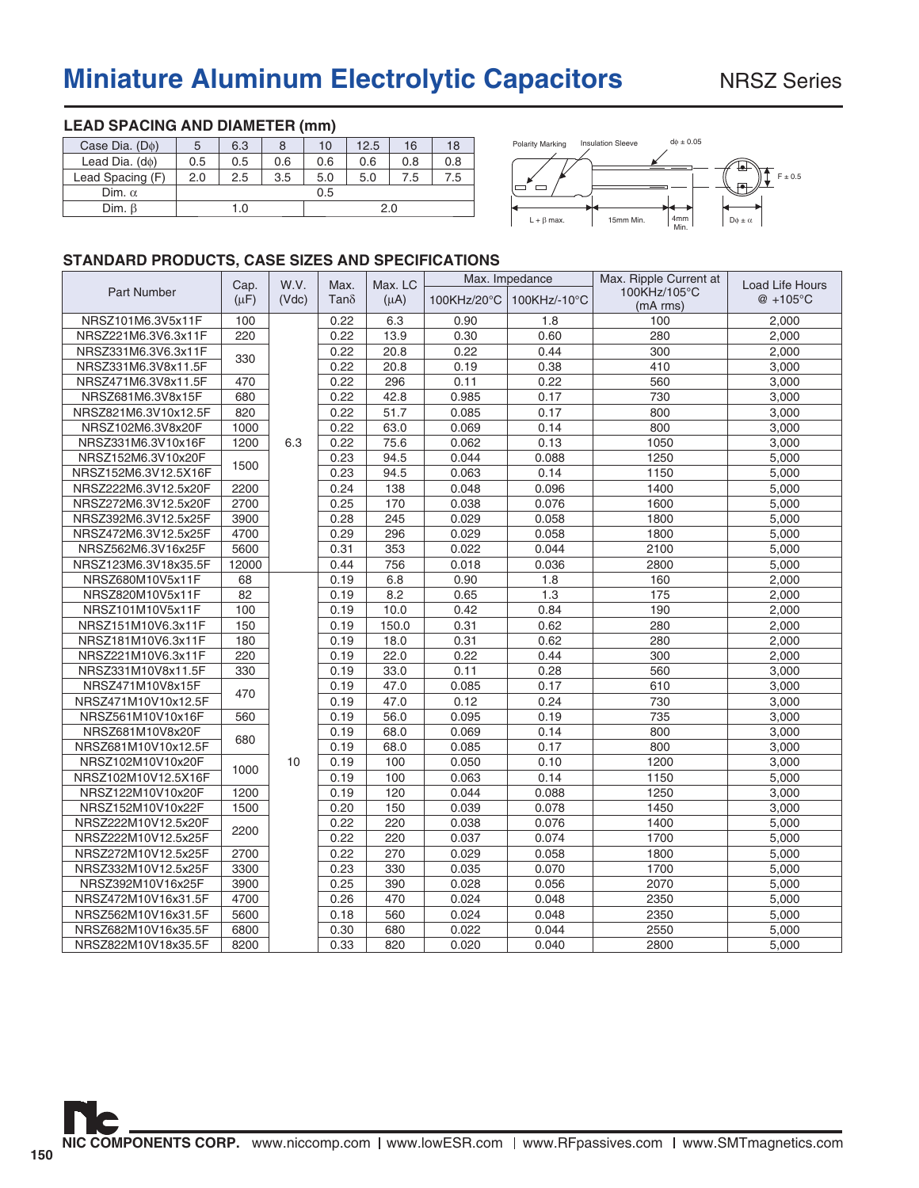# Miniature Aluminum Electrolytic Capacitors

NRSZ Series

### LEAD SPACING AND DIAMETER (mm)

| Case Dia. (Dϕ) | 5 | 6.3 | 8 | 10 | 12.5 | 16 | 18 |
|---|---|---|---|---|---|---|---|
| Lead Dia. (dϕ) | 0.5 | 0.5 | 0.6 | 0.6 | 0.6 | 0.8 | 0.8 |
| Lead Spacing (F) | 2.0 | 2.5 | 3.5 | 5.0 | 5.0 | 7.5 | 7.5 |
| Dim. α | 0.5 | | | | | | |
| Dim. β | 1.0 | | | 2.0 | | | |

Polarity Marking, Insulation Sleeve, dϕ ± 0.05, F ± 0.5, L + β max., 15mm Min., 4mm Min., Dϕ ± α

### STANDARD PRODUCTS, CASE SIZES AND SPECIFICATIONS

| Part Number | Cap. (μF) | W.V. (Vdc) | Max. Tanδ | Max. LC (μA) | Max. Impedance 100KHz/20°C | Max. Impedance 100KHz/-10°C | Max. Ripple Current at 100KHz/105°C (mA rms) | Load Life Hours @ +105°C |
|---|---|---|---|---|---|---|---|---|
| NRSZ101M6.3V5x11F | 100 | 6.3 | 0.22 | 6.3 | 0.90 | 1.8 | 100 | 2,000 |
| NRSZ221M6.3V6.3x11F | 220 | | 0.22 | 13.9 | 0.30 | 0.60 | 280 | 2,000 |
| NRSZ331M6.3V6.3x11F | 330 | | 0.22 | 20.8 | 0.22 | 0.44 | 300 | 2,000 |
| NRSZ331M6.3V8x11.5F | | | 0.22 | 20.8 | 0.19 | 0.38 | 410 | 3,000 |
| NRSZ471M6.3V8x11.5F | 470 | | 0.22 | 296 | 0.11 | 0.22 | 560 | 3,000 |
| NRSZ681M6.3V8x15F | 680 | | 0.22 | 42.8 | 0.985 | 0.17 | 730 | 3,000 |
| NRSZ821M6.3V10x12.5F | 820 | | 0.22 | 51.7 | 0.085 | 0.17 | 800 | 3,000 |
| NRSZ102M6.3V8x20F | 1000 | | 0.22 | 63.0 | 0.069 | 0.14 | 800 | 3,000 |
| NRSZ331M6.3V10x16F | 1200 | | 0.22 | 75.6 | 0.062 | 0.13 | 1050 | 3,000 |
| NRSZ152M6.3V10x20F | 1500 | | 0.23 | 94.5 | 0.044 | 0.088 | 1250 | 5,000 |
| NRSZ152M6.3V12.5X16F | | | 0.23 | 94.5 | 0.063 | 0.14 | 1150 | 5,000 |
| NRSZ222M6.3V12.5x20F | 2200 | | 0.24 | 138 | 0.048 | 0.096 | 1400 | 5,000 |
| NRSZ272M6.3V12.5x20F | 2700 | | 0.25 | 170 | 0.038 | 0.076 | 1600 | 5,000 |
| NRSZ392M6.3V12.5x25F | 3900 | | 0.28 | 245 | 0.029 | 0.058 | 1800 | 5,000 |
| NRSZ472M6.3V12.5x25F | 4700 | | 0.29 | 296 | 0.029 | 0.058 | 1800 | 5,000 |
| NRSZ562M6.3V16x25F | 5600 | | 0.31 | 353 | 0.022 | 0.044 | 2100 | 5,000 |
| NRSZ123M6.3V18x35.5F | 12000 | | 0.44 | 756 | 0.018 | 0.036 | 2800 | 5,000 |
| NRSZ680M10V5x11F | 68 | 10 | 0.19 | 6.8 | 0.90 | 1.8 | 160 | 2,000 |
| NRSZ820M10V5x11F | 82 | | 0.19 | 8.2 | 0.65 | 1.3 | 175 | 2,000 |
| NRSZ101M10V5x11F | 100 | | 0.19 | 10.0 | 0.42 | 0.84 | 190 | 2,000 |
| NRSZ151M10V6.3x11F | 150 | | 0.19 | 150.0 | 0.31 | 0.62 | 280 | 2,000 |
| NRSZ181M10V6.3x11F | 180 | | 0.19 | 18.0 | 0.31 | 0.62 | 280 | 2,000 |
| NRSZ221M10V6.3x11F | 220 | | 0.19 | 22.0 | 0.22 | 0.44 | 300 | 2,000 |
| NRSZ331M10V8x11.5F | 330 | | 0.19 | 33.0 | 0.11 | 0.28 | 560 | 3,000 |
| NRSZ471M10V8x15F | 470 | | 0.19 | 47.0 | 0.085 | 0.17 | 610 | 3,000 |
| NRSZ471M10V10x12.5F | | | 0.19 | 47.0 | 0.12 | 0.24 | 730 | 3,000 |
| NRSZ561M10V10x16F | 560 | | 0.19 | 56.0 | 0.095 | 0.19 | 735 | 3,000 |
| NRSZ681M10V8x20F | 680 | | 0.19 | 68.0 | 0.069 | 0.14 | 800 | 3,000 |
| NRSZ681M10V10x12.5F | | | 0.19 | 68.0 | 0.085 | 0.17 | 800 | 3,000 |
| NRSZ102M10V10x20F | 1000 | | 0.19 | 100 | 0.050 | 0.10 | 1200 | 3,000 |
| NRSZ102M10V12.5X16F | | | 0.19 | 100 | 0.063 | 0.14 | 1150 | 5,000 |
| NRSZ122M10V10x20F | 1200 | | 0.19 | 120 | 0.044 | 0.088 | 1250 | 3,000 |
| NRSZ152M10V10x22F | 1500 | | 0.20 | 150 | 0.039 | 0.078 | 1450 | 3,000 |
| NRSZ222M10V12.5x20F | 2200 | | 0.22 | 220 | 0.038 | 0.076 | 1400 | 5,000 |
| NRSZ222M10V12.5x25F | | | 0.22 | 220 | 0.037 | 0.074 | 1700 | 5,000 |
| NRSZ272M10V12.5x25F | 2700 | | 0.22 | 270 | 0.029 | 0.058 | 1800 | 5,000 |
| NRSZ332M10V12.5x25F | 3300 | | 0.23 | 330 | 0.035 | 0.070 | 1700 | 5,000 |
| NRSZ392M10V16x25F | 3900 | | 0.25 | 390 | 0.028 | 0.056 | 2070 | 5,000 |
| NRSZ472M10V16x31.5F | 4700 | | 0.26 | 470 | 0.024 | 0.048 | 2350 | 5,000 |
| NRSZ562M10V16x31.5F | 5600 | | 0.18 | 560 | 0.024 | 0.048 | 2350 | 5,000 |
| NRSZ682M10V16x35.5F | 6800 | | 0.30 | 680 | 0.022 | 0.044 | 2550 | 5,000 |
| NRSZ822M10V18x35.5F | 8200 | | 0.33 | 820 | 0.020 | 0.040 | 2800 | 5,000 |

**NIC COMPONENTS CORP.** www.niccomp.com | www.lowESR.com | www.RFpassives.com | www.SMTmagnetics.com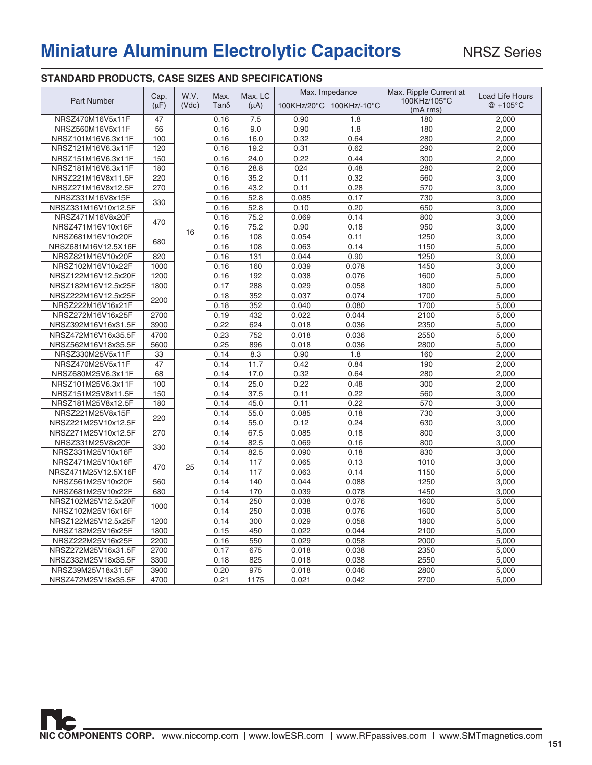# Miniature Aluminum Electrolytic Capacitors

NRSZ Series

## STANDARD PRODUCTS, CASE SIZES AND SPECIFICATIONS

| Part Number | Cap. (µF) | W.V. (Vdc) | Max. Tanδ | Max. LC (µA) | Max. Impedance | | Max. Ripple Current at 100KHz/105°C (mA rms) | Load Life Hours @ +105°C |
|---|---|---|---|---|---|---|---|---|
| | | | | | 100KHz/20°C | 100KHz/-10°C | | |
| NRSZ470M16V5x11F | 47 | 16 | 0.16 | 7.5 | 0.90 | 1.8 | 180 | 2,000 |
| NRSZ560M16V5x11F | 56 | | 0.16 | 9.0 | 0.90 | 1.8 | 180 | 2,000 |
| NRSZ101M16V6.3x11F | 100 | | 0.16 | 16.0 | 0.32 | 0.64 | 280 | 2,000 |
| NRSZ121M16V6.3x11F | 120 | | 0.16 | 19.2 | 0.31 | 0.62 | 290 | 2,000 |
| NRSZ151M16V6.3x11F | 150 | | 0.16 | 24.0 | 0.22 | 0.44 | 300 | 2,000 |
| NRSZ181M16V6.3x11F | 180 | | 0.16 | 28.8 | 024 | 0.48 | 280 | 2,000 |
| NRSZ221M16V8x11.5F | 220 | | 0.16 | 35.2 | 0.11 | 0.32 | 560 | 3,000 |
| NRSZ271M16V8x12.5F | 270 | | 0.16 | 43.2 | 0.11 | 0.28 | 570 | 3,000 |
| NRSZ331M16V8x15F | 330 | | 0.16 | 52.8 | 0.085 | 0.17 | 730 | 3,000 |
| NRSZ331M16V10x12.5F | | | 0.16 | 52.8 | 0.10 | 0.20 | 650 | 3,000 |
| NRSZ471M16V8x20F | 470 | | 0.16 | 75.2 | 0.069 | 0.14 | 800 | 3,000 |
| NRSZ471M16V10x16F | | | 0.16 | 75.2 | 0.90 | 0.18 | 950 | 3,000 |
| NRSZ681M16V10x20F | 680 | | 0.16 | 108 | 0.054 | 0.11 | 1250 | 3,000 |
| NRSZ681M16V12.5X16F | | | 0.16 | 108 | 0.063 | 0.14 | 1150 | 5,000 |
| NRSZ821M16V10x20F | 820 | | 0.16 | 131 | 0.044 | 0.90 | 1250 | 3,000 |
| NRSZ102M16V10x22F | 1000 | | 0.16 | 160 | 0.039 | 0.078 | 1450 | 3,000 |
| NRSZ122M16V12.5x20F | 1200 | | 0.16 | 192 | 0.038 | 0.076 | 1600 | 5,000 |
| NRSZ182M16V12.5x25F | 1800 | | 0.17 | 288 | 0.029 | 0.058 | 1800 | 5,000 |
| NRSZ222M16V12.5x25F | 2200 | | 0.18 | 352 | 0.037 | 0.074 | 1700 | 5,000 |
| NRSZ222M16V16x21F | | | 0.18 | 352 | 0.040 | 0.080 | 1700 | 5,000 |
| NRSZ272M16V16x25F | 2700 | | 0.19 | 432 | 0.022 | 0.044 | 2100 | 5,000 |
| NRSZ392M16V16x31.5F | 3900 | | 0.22 | 624 | 0.018 | 0.036 | 2350 | 5,000 |
| NRSZ472M16V16x35.5F | 4700 | | 0.23 | 752 | 0.018 | 0.036 | 2550 | 5,000 |
| NRSZ562M16V18x35.5F | 5600 | | 0.25 | 896 | 0.018 | 0.036 | 2800 | 5,000 |
| NRSZ330M25V5x11F | 33 | 25 | 0.14 | 8.3 | 0.90 | 1.8 | 160 | 2,000 |
| NRSZ470M25V5x11F | 47 | | 0.14 | 11.7 | 0.42 | 0.84 | 190 | 2,000 |
| NRSZ680M25V6.3x11F | 68 | | 0.14 | 17.0 | 0.32 | 0.64 | 280 | 2,000 |
| NRSZ101M25V6.3x11F | 100 | | 0.14 | 25.0 | 0.22 | 0.48 | 300 | 2,000 |
| NRSZ151M25V8x11.5F | 150 | | 0.14 | 37.5 | 0.11 | 0.22 | 560 | 3,000 |
| NRSZ181M25V8x12.5F | 180 | | 0.14 | 45.0 | 0.11 | 0.22 | 570 | 3,000 |
| NRSZ221M25V8x15F | 220 | | 0.14 | 55.0 | 0.085 | 0.18 | 730 | 3,000 |
| NRSZ221M25V10x12.5F | | | 0.14 | 55.0 | 0.12 | 0.24 | 630 | 3,000 |
| NRSZ271M25V10x12.5F | 270 | | 0.14 | 67.5 | 0.085 | 0.18 | 800 | 3,000 |
| NRSZ331M25V8x20F | 330 | | 0.14 | 82.5 | 0.069 | 0.16 | 800 | 3,000 |
| NRSZ331M25V10x16F | | | 0.14 | 82.5 | 0.090 | 0.18 | 830 | 3,000 |
| NRSZ471M25V10x16F | 470 | | 0.14 | 117 | 0.065 | 0.13 | 1010 | 3,000 |
| NRSZ471M25V12.5X16F | | | 0.14 | 117 | 0.063 | 0.14 | 1150 | 5,000 |
| NRSZ561M25V10x20F | 560 | | 0.14 | 140 | 0.044 | 0.088 | 1250 | 3,000 |
| NRSZ681M25V10x22F | 680 | | 0.14 | 170 | 0.039 | 0.078 | 1450 | 3,000 |
| NRSZ102M25V12.5x20F | 1000 | | 0.14 | 250 | 0.038 | 0.076 | 1600 | 5,000 |
| NRSZ102M25V16x16F | | | 0.14 | 250 | 0.038 | 0.076 | 1600 | 5,000 |
| NRSZ122M25V12.5x25F | 1200 | | 0.14 | 300 | 0.029 | 0.058 | 1800 | 5,000 |
| NRSZ182M25V16x25F | 1800 | | 0.15 | 450 | 0.022 | 0.044 | 2100 | 5,000 |
| NRSZ222M25V16x25F | 2200 | | 0.16 | 550 | 0.029 | 0.058 | 2000 | 5,000 |
| NRSZ272M25V16x31.5F | 2700 | | 0.17 | 675 | 0.018 | 0.038 | 2350 | 5,000 |
| NRSZ332M25V18x35.5F | 3300 | | 0.18 | 825 | 0.018 | 0.038 | 2550 | 5,000 |
| NRSZ39M25V18x31.5F | 3900 | | 0.20 | 975 | 0.018 | 0.046 | 2800 | 5,000 |
| NRSZ472M25V18x35.5F | 4700 | | 0.21 | 1175 | 0.021 | 0.042 | 2700 | 5,000 |

**NIC COMPONENTS CORP.** www.niccomp.com | www.lowESR.com | www.RFpassives.com | www.SMTmagnetics.com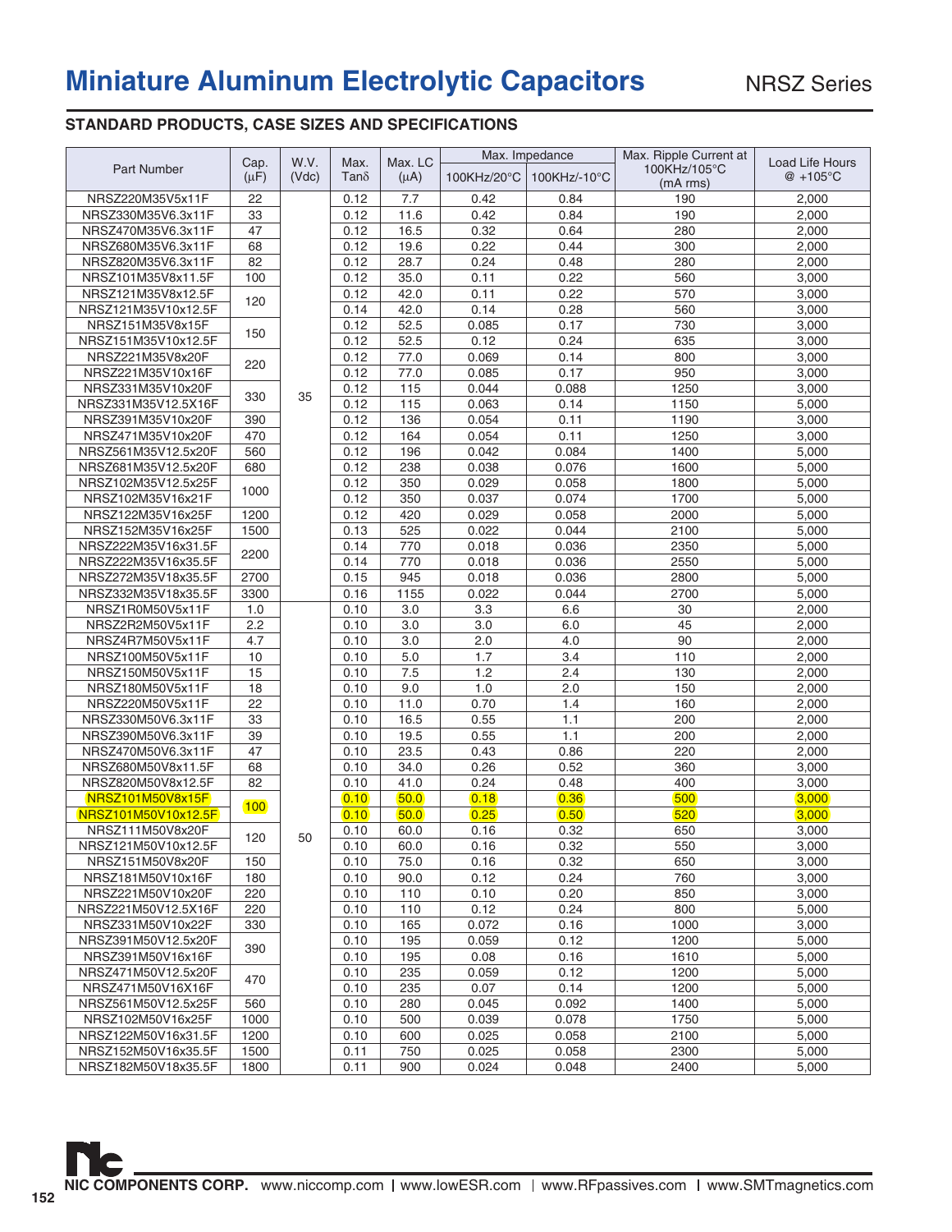# Miniature Aluminum Electrolytic Capacitors

NRSZ Series

### STANDARD PRODUCTS, CASE SIZES AND SPECIFICATIONS

| Part Number | Cap. (μF) | W.V. (Vdc) | Max. Tanδ | Max. LC (μA) | Max. Impedance | | Max. Ripple Current at 100KHz/105°C (mA rms) | Load Life Hours @ +105°C |
|---|---|---|---|---|---|---|---|---|
| | | | | | 100KHz/20°C | 100KHz/-10°C | | |
| NRSZ220M35V5x11F | 22 | 35 | 0.12 | 7.7 | 0.42 | 0.84 | 190 | 2,000 |
| NRSZ330M35V6.3x11F | 33 | | 0.12 | 11.6 | 0.42 | 0.84 | 190 | 2,000 |
| NRSZ470M35V6.3x11F | 47 | | 0.12 | 16.5 | 0.32 | 0.64 | 280 | 2,000 |
| NRSZ680M35V6.3x11F | 68 | | 0.12 | 19.6 | 0.22 | 0.44 | 300 | 2,000 |
| NRSZ820M35V6.3x11F | 82 | | 0.12 | 28.7 | 0.24 | 0.48 | 280 | 2,000 |
| NRSZ101M35V8x11.5F | 100 | | 0.12 | 35.0 | 0.11 | 0.22 | 560 | 3,000 |
| NRSZ121M35V8x12.5F | 120 | | 0.12 | 42.0 | 0.11 | 0.22 | 570 | 3,000 |
| NRSZ121M35V10x12.5F | | | 0.14 | 42.0 | 0.14 | 0.28 | 560 | 3,000 |
| NRSZ151M35V8x15F | 150 | | 0.12 | 52.5 | 0.085 | 0.17 | 730 | 3,000 |
| NRSZ151M35V10x12.5F | | | 0.12 | 52.5 | 0.12 | 0.24 | 635 | 3,000 |
| NRSZ221M35V8x20F | 220 | | 0.12 | 77.0 | 0.069 | 0.14 | 800 | 3,000 |
| NRSZ221M35V10x16F | | | 0.12 | 77.0 | 0.085 | 0.17 | 950 | 3,000 |
| NRSZ331M35V10x20F | 330 | | 0.12 | 115 | 0.044 | 0.088 | 1250 | 3,000 |
| NRSZ331M35V12.5X16F | | | 0.12 | 115 | 0.063 | 0.14 | 1150 | 5,000 |
| NRSZ391M35V10x20F | 390 | | 0.12 | 136 | 0.054 | 0.11 | 1190 | 3,000 |
| NRSZ471M35V10x20F | 470 | | 0.12 | 164 | 0.054 | 0.11 | 1250 | 3,000 |
| NRSZ561M35V12.5x20F | 560 | | 0.12 | 196 | 0.042 | 0.084 | 1400 | 5,000 |
| NRSZ681M35V12.5x20F | 680 | | 0.12 | 238 | 0.038 | 0.076 | 1600 | 5,000 |
| NRSZ102M35V12.5x25F | 1000 | | 0.12 | 350 | 0.029 | 0.058 | 1800 | 5,000 |
| NRSZ102M35V16x21F | | | 0.12 | 350 | 0.037 | 0.074 | 1700 | 5,000 |
| NRSZ122M35V16x25F | 1200 | | 0.12 | 420 | 0.029 | 0.058 | 2000 | 5,000 |
| NRSZ152M35V16x25F | 1500 | | 0.13 | 525 | 0.022 | 0.044 | 2100 | 5,000 |
| NRSZ222M35V16x31.5F | 2200 | | 0.14 | 770 | 0.018 | 0.036 | 2350 | 5,000 |
| NRSZ222M35V16x35.5F | | | 0.14 | 770 | 0.018 | 0.036 | 2550 | 5,000 |
| NRSZ272M35V18x35.5F | 2700 | | 0.15 | 945 | 0.018 | 0.036 | 2800 | 5,000 |
| NRSZ332M35V18x35.5F | 3300 | | 0.16 | 1155 | 0.022 | 0.044 | 2700 | 5,000 |
| NRSZ1R0M50V5x11F | 1.0 | 50 | 0.10 | 3.0 | 3.3 | 6.6 | 30 | 2,000 |
| NRSZ2R2M50V5x11F | 2.2 | | 0.10 | 3.0 | 3.0 | 6.0 | 45 | 2,000 |
| NRSZ4R7M50V5x11F | 4.7 | | 0.10 | 3.0 | 2.0 | 4.0 | 90 | 2,000 |
| NRSZ100M50V5x11F | 10 | | 0.10 | 5.0 | 1.7 | 3.4 | 110 | 2,000 |
| NRSZ150M50V5x11F | 15 | | 0.10 | 7.5 | 1.2 | 2.4 | 130 | 2,000 |
| NRSZ180M50V5x11F | 18 | | 0.10 | 9.0 | 1.0 | 2.0 | 150 | 2,000 |
| NRSZ220M50V5x11F | 22 | | 0.10 | 11.0 | 0.70 | 1.4 | 160 | 2,000 |
| NRSZ330M50V6.3x11F | 33 | | 0.10 | 16.5 | 0.55 | 1.1 | 200 | 2,000 |
| NRSZ390M50V6.3x11F | 39 | | 0.10 | 19.5 | 0.55 | 1.1 | 200 | 2,000 |
| NRSZ470M50V6.3x11F | 47 | | 0.10 | 23.5 | 0.43 | 0.86 | 220 | 2,000 |
| NRSZ680M50V8x11.5F | 68 | | 0.10 | 34.0 | 0.26 | 0.52 | 360 | 3,000 |
| NRSZ820M50V8x12.5F | 82 | | 0.10 | 41.0 | 0.24 | 0.48 | 400 | 3,000 |
| NRSZ101M50V8x15F | 100 | | 0.10 | 50.0 | 0.18 | 0.36 | 500 | 3,000 |
| NRSZ101M50V10x12.5F | | | 0.10 | 50.0 | 0.25 | 0.50 | 520 | 3,000 |
| NRSZ111M50V8x20F | 120 | | 0.10 | 60.0 | 0.16 | 0.32 | 650 | 3,000 |
| NRSZ121M50V10x12.5F | | | 0.10 | 60.0 | 0.16 | 0.32 | 550 | 3,000 |
| NRSZ151M50V8x20F | 150 | | 0.10 | 75.0 | 0.16 | 0.32 | 650 | 3,000 |
| NRSZ181M50V10x16F | 180 | | 0.10 | 90.0 | 0.12 | 0.24 | 760 | 3,000 |
| NRSZ221M50V10x20F | 220 | | 0.10 | 110 | 0.10 | 0.20 | 850 | 3,000 |
| NRSZ221M50V12.5X16F | 220 | | 0.10 | 110 | 0.12 | 0.24 | 800 | 5,000 |
| NRSZ331M50V10x22F | 330 | | 0.10 | 165 | 0.072 | 0.16 | 1000 | 3,000 |
| NRSZ391M50V12.5x20F | 390 | | 0.10 | 195 | 0.059 | 0.12 | 1200 | 5,000 |
| NRSZ391M50V16x16F | | | 0.10 | 195 | 0.08 | 0.16 | 1610 | 5,000 |
| NRSZ471M50V12.5x20F | 470 | | 0.10 | 235 | 0.059 | 0.12 | 1200 | 5,000 |
| NRSZ471M50V16X16F | | | 0.10 | 235 | 0.07 | 0.14 | 1200 | 5,000 |
| NRSZ561M50V12.5x25F | 560 | | 0.10 | 280 | 0.045 | 0.092 | 1400 | 5,000 |
| NRSZ102M50V16x25F | 1000 | | 0.10 | 500 | 0.039 | 0.078 | 1750 | 5,000 |
| NRSZ122M50V16x31.5F | 1200 | | 0.10 | 600 | 0.025 | 0.058 | 2100 | 5,000 |
| NRSZ152M50V16x35.5F | 1500 | | 0.11 | 750 | 0.025 | 0.058 | 2300 | 5,000 |
| NRSZ182M50V18x35.5F | 1800 | | 0.11 | 900 | 0.024 | 0.048 | 2400 | 5,000 |

**NIC COMPONENTS CORP.** www.niccomp.com | www.lowESR.com | www.RFpassives.com | www.SMTmagnetics.com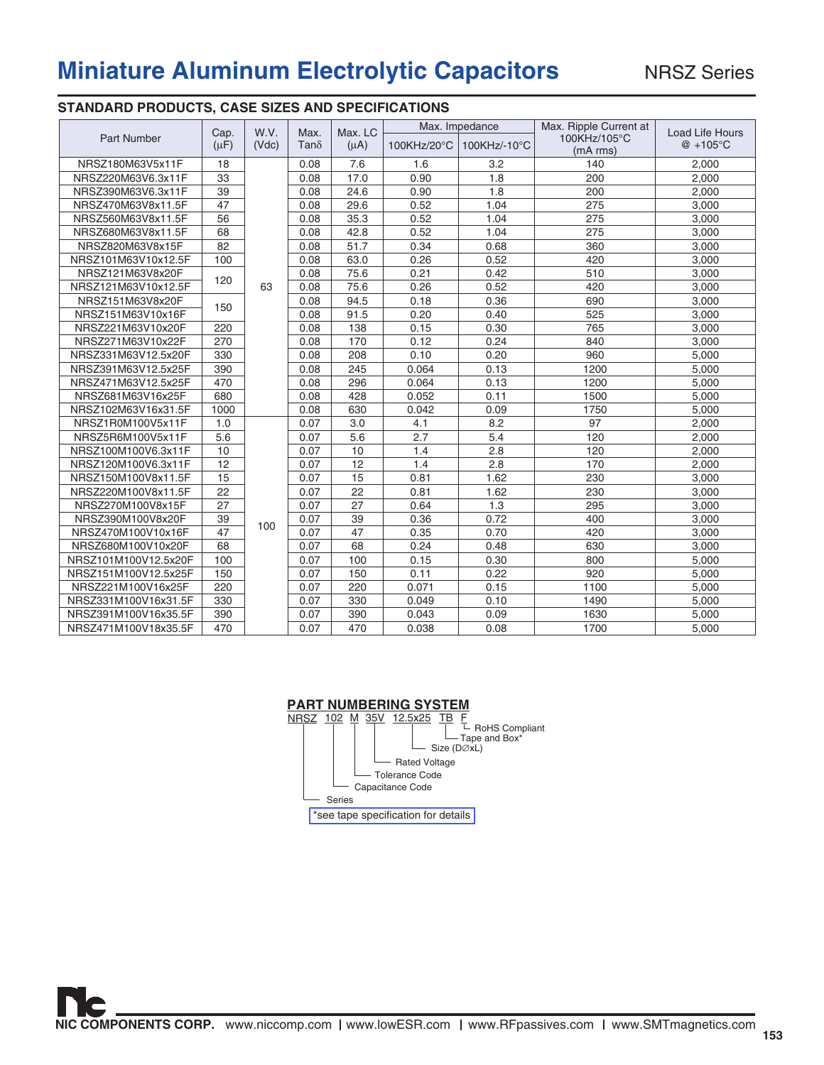# Miniature Aluminum Electrolytic Capacitors

NRSZ Series

## STANDARD PRODUCTS, CASE SIZES AND SPECIFICATIONS

| Part Number | Cap. (μF) | W.V. (Vdc) | Max. Tanδ | Max. LC (μA) | Max. Impedance | | Max. Ripple Current at 100KHz/105°C (mA rms) | Load Life Hours @ +105°C |
|---|---|---|---|---|---|---|---|---|
| | | | | | 100KHz/20°C | 100KHz/-10°C | | |
| NRSZ180M63V5x11F | 18 | 63 | 0.08 | 7.6 | 1.6 | 3.2 | 140 | 2,000 |
| NRSZ220M63V6.3x11F | 33 | 63 | 0.08 | 17.0 | 0.90 | 1.8 | 200 | 2,000 |
| NRSZ390M63V6.3x11F | 39 | 63 | 0.08 | 24.6 | 0.90 | 1.8 | 200 | 2,000 |
| NRSZ470M63V8x11.5F | 47 | 63 | 0.08 | 29.6 | 0.52 | 1.04 | 275 | 3,000 |
| NRSZ560M63V8x11.5F | 56 | 63 | 0.08 | 35.3 | 0.52 | 1.04 | 275 | 3,000 |
| NRSZ680M63V8x11.5F | 68 | 63 | 0.08 | 42.8 | 0.52 | 1.04 | 275 | 3,000 |
| NRSZ820M63V8x15F | 82 | 63 | 0.08 | 51.7 | 0.34 | 0.68 | 360 | 3,000 |
| NRSZ101M63V10x12.5F | 100 | 63 | 0.08 | 63.0 | 0.26 | 0.52 | 420 | 3,000 |
| NRSZ121M63V8x20F | 120 | 63 | 0.08 | 75.6 | 0.21 | 0.42 | 510 | 3,000 |
| NRSZ121M63V10x12.5F | 120 | 63 | 0.08 | 75.6 | 0.26 | 0.52 | 420 | 3,000 |
| NRSZ151M63V8x20F | 150 | 63 | 0.08 | 94.5 | 0.18 | 0.36 | 690 | 3,000 |
| NRSZ151M63V10x16F | 150 | 63 | 0.08 | 91.5 | 0.20 | 0.40 | 525 | 3,000 |
| NRSZ221M63V10x20F | 220 | 63 | 0.08 | 138 | 0.15 | 0.30 | 765 | 3,000 |
| NRSZ271M63V10x22F | 270 | 63 | 0.08 | 170 | 0.12 | 0.24 | 840 | 3,000 |
| NRSZ331M63V12.5x20F | 330 | 63 | 0.08 | 208 | 0.10 | 0.20 | 960 | 5,000 |
| NRSZ391M63V12.5x25F | 390 | 63 | 0.08 | 245 | 0.064 | 0.13 | 1200 | 5,000 |
| NRSZ471M63V12.5x25F | 470 | 63 | 0.08 | 296 | 0.064 | 0.13 | 1200 | 5,000 |
| NRSZ681M63V16x25F | 680 | 63 | 0.08 | 428 | 0.052 | 0.11 | 1500 | 5,000 |
| NRSZ102M63V16x31.5F | 1000 | 63 | 0.08 | 630 | 0.042 | 0.09 | 1750 | 5,000 |
| NRSZ1R0M100V5x11F | 1.0 | 100 | 0.07 | 3.0 | 4.1 | 8.2 | 97 | 2,000 |
| NRSZ5R6M100V5x11F | 5.6 | 100 | 0.07 | 5.6 | 2.7 | 5.4 | 120 | 2,000 |
| NRSZ100M100V6.3x11F | 10 | 100 | 0.07 | 10 | 1.4 | 2.8 | 120 | 2,000 |
| NRSZ120M100V6.3x11F | 12 | 100 | 0.07 | 12 | 1.4 | 2.8 | 170 | 2,000 |
| NRSZ150M100V8x11.5F | 15 | 100 | 0.07 | 15 | 0.81 | 1.62 | 230 | 3,000 |
| NRSZ220M100V8x11.5F | 22 | 100 | 0.07 | 22 | 0.81 | 1.62 | 230 | 3,000 |
| NRSZ270M100V8x15F | 27 | 100 | 0.07 | 27 | 0.64 | 1.3 | 295 | 3,000 |
| NRSZ390M100V8x20F | 39 | 100 | 0.07 | 39 | 0.36 | 0.72 | 400 | 3,000 |
| NRSZ470M100V10x16F | 47 | 100 | 0.07 | 47 | 0.35 | 0.70 | 420 | 3,000 |
| NRSZ680M100V10x20F | 68 | 100 | 0.07 | 68 | 0.24 | 0.48 | 630 | 3,000 |
| NRSZ101M100V12.5x20F | 100 | 100 | 0.07 | 100 | 0.15 | 0.30 | 800 | 5,000 |
| NRSZ151M100V12.5x25F | 150 | 100 | 0.07 | 150 | 0.11 | 0.22 | 920 | 5,000 |
| NRSZ221M100V16x25F | 220 | 100 | 0.07 | 220 | 0.071 | 0.15 | 1100 | 5,000 |
| NRSZ331M100V16x31.5F | 330 | 100 | 0.07 | 330 | 0.049 | 0.10 | 1490 | 5,000 |
| NRSZ391M100V16x35.5F | 390 | 100 | 0.07 | 390 | 0.043 | 0.09 | 1630 | 5,000 |
| NRSZ471M100V18x35.5F | 470 | 100 | 0.07 | 470 | 0.038 | 0.08 | 1700 | 5,000 |

## PART NUMBERING SYSTEM

NRSZ 102 M 35V 12.5x25 TB F

- F – RoHS Compliant
- TB – Tape and Box*
- 12.5x25 – Size (D∅xL)
- 35V – Rated Voltage
- M – Tolerance Code
- 102 – Capacitance Code
- NRSZ – Series

*see tape specification for details

**NIC COMPONENTS CORP.** www.niccomp.com | www.lowESR.com | www.RFpassives.com | www.SMTmagnetics.com